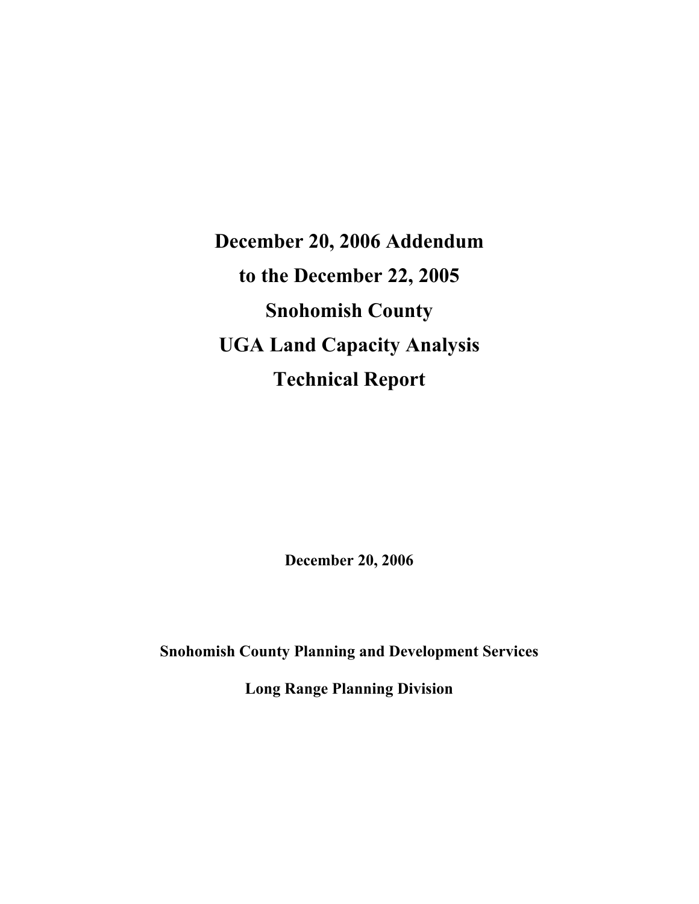# December 20, 2006 Addendum to the December 22, 2005 Snohomish County UGA Land Capacity Analysis Technical Report

**December 20, 2006**

**Snohomish County Planning and Development Services**

**Long Range Planning Division**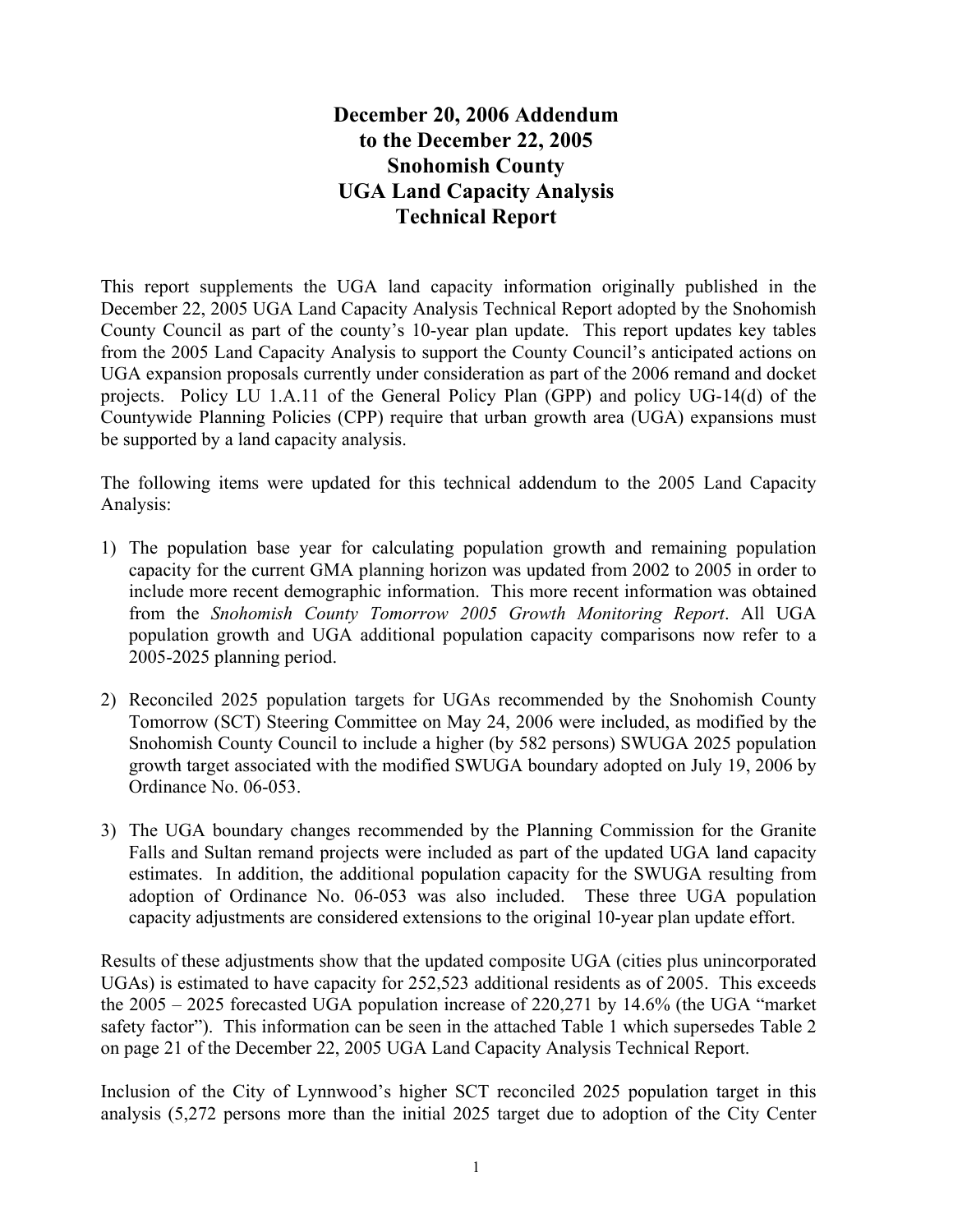# December 20, 2006 Addendum to the December 22, 2005 Snohomish County UGA Land Capacity Analysis Technical Report

This report supplements the UGA land capacity information originally published in the December 22, 2005 UGA Land Capacity Analysis Technical Report adopted by the Snohomish County Council as part of the county's 10-year plan update. This report updates key tables from the 2005 Land Capacity Analysis to support the County Council's anticipated actions on UGA expansion proposals currently under consideration as part of the 2006 remand and docket projects. Policy LU 1.A.11 of the General Policy Plan (GPP) and policy UG-14(d) of the Countywide Planning Policies (CPP) require that urban growth area (UGA) expansions must be supported by a land capacity analysis.

The following items were updated for this technical addendum to the 2005 Land Capacity Analysis:

1) The population base year for calculating population growth and remaining population capacity for the current GMA planning horizon was updated from 2002 to 2005 in order to include more recent demographic information. This more recent information was obtained from the *Snohomish County Tomorrow 2005 Growth Monitoring Report*. All UGA population growth and UGA additional population capacity comparisons now refer to a 2005-2025 planning period.

2) Reconciled 2025 population targets for UGAs recommended by the Snohomish County Tomorrow (SCT) Steering Committee on May 24, 2006 were included, as modified by the Snohomish County Council to include a higher (by 582 persons) SWUGA 2025 population growth target associated with the modified SWUGA boundary adopted on July 19, 2006 by Ordinance No. 06-053.

3) The UGA boundary changes recommended by the Planning Commission for the Granite Falls and Sultan remand projects were included as part of the updated UGA land capacity estimates. In addition, the additional population capacity for the SWUGA resulting from adoption of Ordinance No. 06-053 was also included. These three UGA population capacity adjustments are considered extensions to the original 10-year plan update effort.

Results of these adjustments show that the updated composite UGA (cities plus unincorporated UGAs) is estimated to have capacity for 252,523 additional residents as of 2005. This exceeds the 2005 – 2025 forecasted UGA population increase of 220,271 by 14.6% (the UGA "market safety factor"). This information can be seen in the attached Table 1 which supersedes Table 2 on page 21 of the December 22, 2005 UGA Land Capacity Analysis Technical Report.

Inclusion of the City of Lynnwood's higher SCT reconciled 2025 population target in this analysis (5,272 persons more than the initial 2025 target due to adoption of the City Center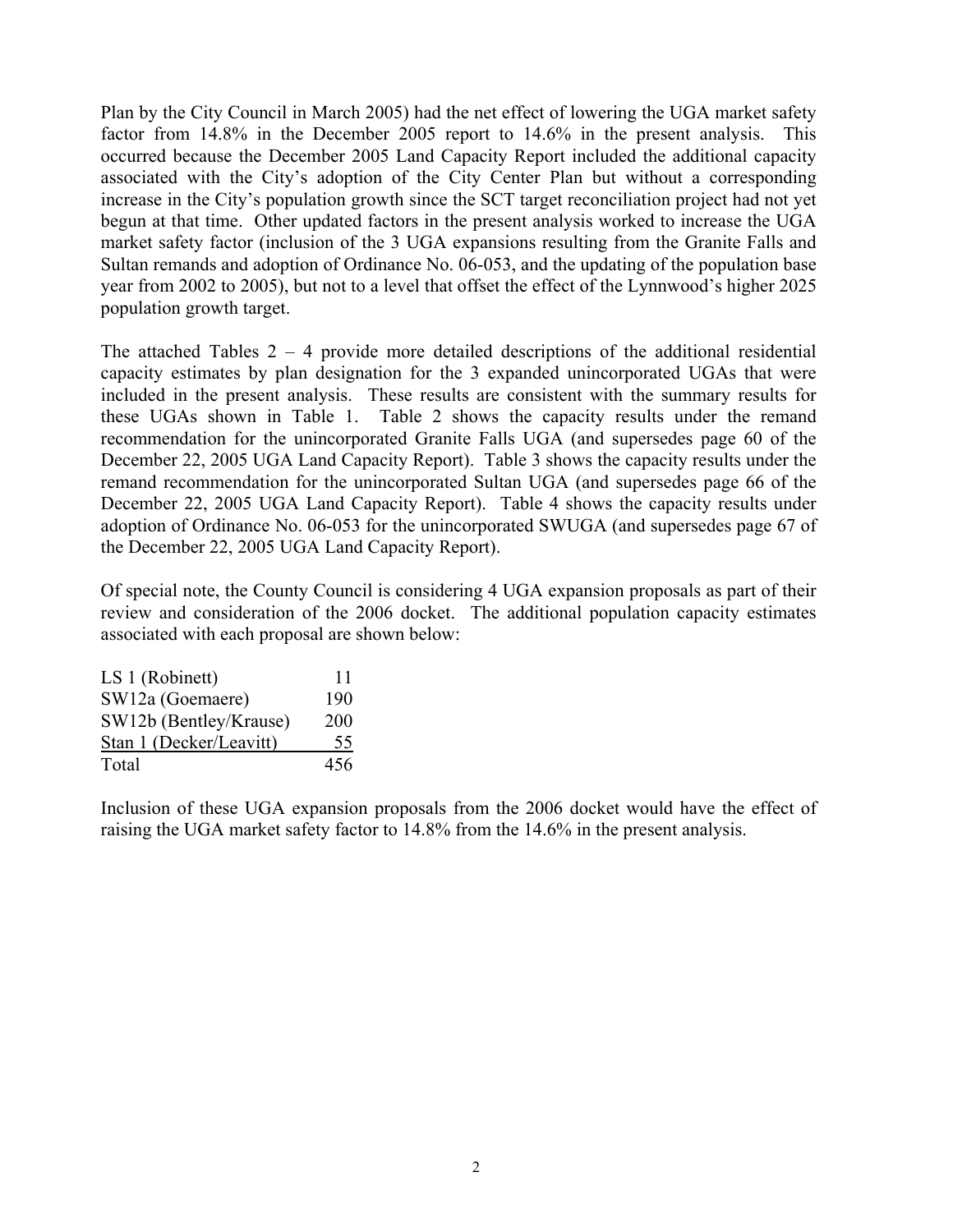Plan by the City Council in March 2005) had the net effect of lowering the UGA market safety factor from 14.8% in the December 2005 report to 14.6% in the present analysis. This occurred because the December 2005 Land Capacity Report included the additional capacity associated with the City's adoption of the City Center Plan but without a corresponding increase in the City's population growth since the SCT target reconciliation project had not yet begun at that time. Other updated factors in the present analysis worked to increase the UGA market safety factor (inclusion of the 3 UGA expansions resulting from the Granite Falls and Sultan remands and adoption of Ordinance No. 06-053, and the updating of the population base year from 2002 to 2005), but not to a level that offset the effect of the Lynnwood's higher 2025 population growth target.

The attached Tables 2 – 4 provide more detailed descriptions of the additional residential capacity estimates by plan designation for the 3 expanded unincorporated UGAs that were included in the present analysis. These results are consistent with the summary results for these UGAs shown in Table 1. Table 2 shows the capacity results under the remand recommendation for the unincorporated Granite Falls UGA (and supersedes page 60 of the December 22, 2005 UGA Land Capacity Report). Table 3 shows the capacity results under the remand recommendation for the unincorporated Sultan UGA (and supersedes page 66 of the December 22, 2005 UGA Land Capacity Report). Table 4 shows the capacity results under adoption of Ordinance No. 06-053 for the unincorporated SWUGA (and supersedes page 67 of the December 22, 2005 UGA Land Capacity Report).

Of special note, the County Council is considering 4 UGA expansion proposals as part of their review and consideration of the 2006 docket. The additional population capacity estimates associated with each proposal are shown below:

| Proposal | Population Capacity |
|---|---|
| LS 1 (Robinett) | 11 |
| SW12a (Goemaere) | 190 |
| SW12b (Bentley/Krause) | 200 |
| Stan 1 (Decker/Leavitt) | 55 |
| Total | 456 |

Inclusion of these UGA expansion proposals from the 2006 docket would have the effect of raising the UGA market safety factor to 14.8% from the 14.6% in the present analysis.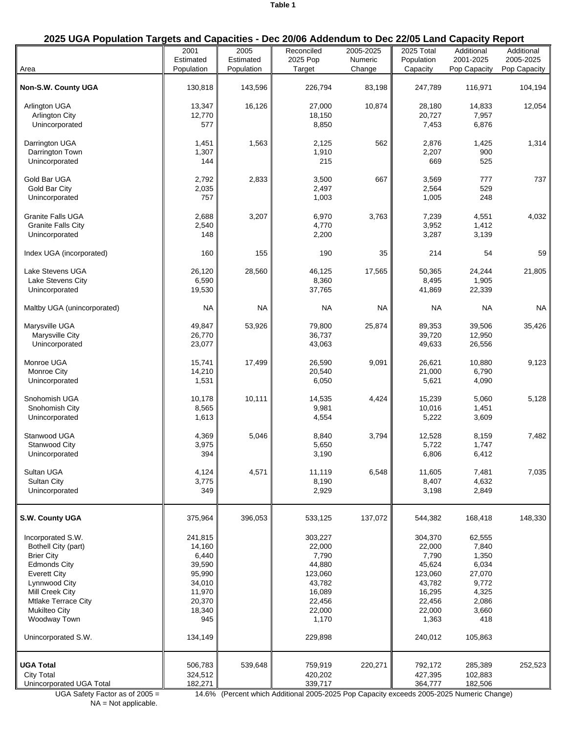**Table 1**

## 2025 UGA Population Targets and Capacities - Dec 20/06 Addendum to Dec 22/05 Land Capacity Report

| Area | 2001 Estimated Population | 2005 Estimated Population | Reconciled 2025 Pop Target | 2005-2025 Numeric Change | 2025 Total Population Capacity | Additional 2001-2025 Pop Capacity | Additional 2005-2025 Pop Capacity |
|---|---|---|---|---|---|---|---|
| **Non-S.W. County UGA** | 130,818 | 143,596 | 226,794 | 83,198 | 247,789 | 116,971 | 104,194 |
| Arlington UGA | 13,347 | 16,126 | 27,000 | 10,874 | 28,180 | 14,833 | 12,054 |
| Arlington City | 12,770 | | 18,150 | | 20,727 | 7,957 | |
| Unincorporated | 577 | | 8,850 | | 7,453 | 6,876 | |
| Darrington UGA | 1,451 | 1,563 | 2,125 | 562 | 2,876 | 1,425 | 1,314 |
| Darrington Town | 1,307 | | 1,910 | | 2,207 | 900 | |
| Unincorporated | 144 | | 215 | | 669 | 525 | |
| Gold Bar UGA | 2,792 | 2,833 | 3,500 | 667 | 3,569 | 777 | 737 |
| Gold Bar City | 2,035 | | 2,497 | | 2,564 | 529 | |
| Unincorporated | 757 | | 1,003 | | 1,005 | 248 | |
| Granite Falls UGA | 2,688 | 3,207 | 6,970 | 3,763 | 7,239 | 4,551 | 4,032 |
| Granite Falls City | 2,540 | | 4,770 | | 3,952 | 1,412 | |
| Unincorporated | 148 | | 2,200 | | 3,287 | 3,139 | |
| Index UGA (incorporated) | 160 | 155 | 190 | 35 | 214 | 54 | 59 |
| Lake Stevens UGA | 26,120 | 28,560 | 46,125 | 17,565 | 50,365 | 24,244 | 21,805 |
| Lake Stevens City | 6,590 | | 8,360 | | 8,495 | 1,905 | |
| Unincorporated | 19,530 | | 37,765 | | 41,869 | 22,339 | |
| Maltby UGA (unincorporated) | NA | NA | NA | NA | NA | NA | NA |
| Marysville UGA | 49,847 | 53,926 | 79,800 | 25,874 | 89,353 | 39,506 | 35,426 |
| Marysville City | 26,770 | | 36,737 | | 39,720 | 12,950 | |
| Unincorporated | 23,077 | | 43,063 | | 49,633 | 26,556 | |
| Monroe UGA | 15,741 | 17,499 | 26,590 | 9,091 | 26,621 | 10,880 | 9,123 |
| Monroe City | 14,210 | | 20,540 | | 21,000 | 6,790 | |
| Unincorporated | 1,531 | | 6,050 | | 5,621 | 4,090 | |
| Snohomish UGA | 10,178 | 10,111 | 14,535 | 4,424 | 15,239 | 5,060 | 5,128 |
| Snohomish City | 8,565 | | 9,981 | | 10,016 | 1,451 | |
| Unincorporated | 1,613 | | 4,554 | | 5,222 | 3,609 | |
| Stanwood UGA | 4,369 | 5,046 | 8,840 | 3,794 | 12,528 | 8,159 | 7,482 |
| Stanwood City | 3,975 | | 5,650 | | 5,722 | 1,747 | |
| Unincorporated | 394 | | 3,190 | | 6,806 | 6,412 | |
| Sultan UGA | 4,124 | 4,571 | 11,119 | 6,548 | 11,605 | 7,481 | 7,035 |
| Sultan City | 3,775 | | 8,190 | | 8,407 | 4,632 | |
| Unincorporated | 349 | | 2,929 | | 3,198 | 2,849 | |
| **S.W. County UGA** | 375,964 | 396,053 | 533,125 | 137,072 | 544,382 | 168,418 | 148,330 |
| Incorporated S.W. | 241,815 | | 303,227 | | 304,370 | 62,555 | |
| Bothell City (part) | 14,160 | | 22,000 | | 22,000 | 7,840 | |
| Brier City | 6,440 | | 7,790 | | 7,790 | 1,350 | |
| Edmonds City | 39,590 | | 44,880 | | 45,624 | 6,034 | |
| Everett City | 95,990 | | 123,060 | | 123,060 | 27,070 | |
| Lynnwood City | 34,010 | | 43,782 | | 43,782 | 9,772 | |
| Mill Creek City | 11,970 | | 16,089 | | 16,295 | 4,325 | |
| Mtlake Terrace City | 20,370 | | 22,456 | | 22,456 | 2,086 | |
| Mukilteo City | 18,340 | | 22,000 | | 22,000 | 3,660 | |
| Woodway Town | 945 | | 1,170 | | 1,363 | 418 | |
| Unincorporated S.W. | 134,149 | | 229,898 | | 240,012 | 105,863 | |
| **UGA Total** | 506,783 | 539,648 | 759,919 | 220,271 | 792,172 | 285,389 | 252,523 |
| City Total | 324,512 | | 420,202 | | 427,395 | 102,883 | |
| Unincorporated UGA Total | 182,271 | | 339,717 | | 364,777 | 182,506 | |

UGA Safety Factor as of 2005 = 14.6% (Percent which Additional 2005-2025 Pop Capacity exceeds 2005-2025 Numeric Change)

NA = Not applicable.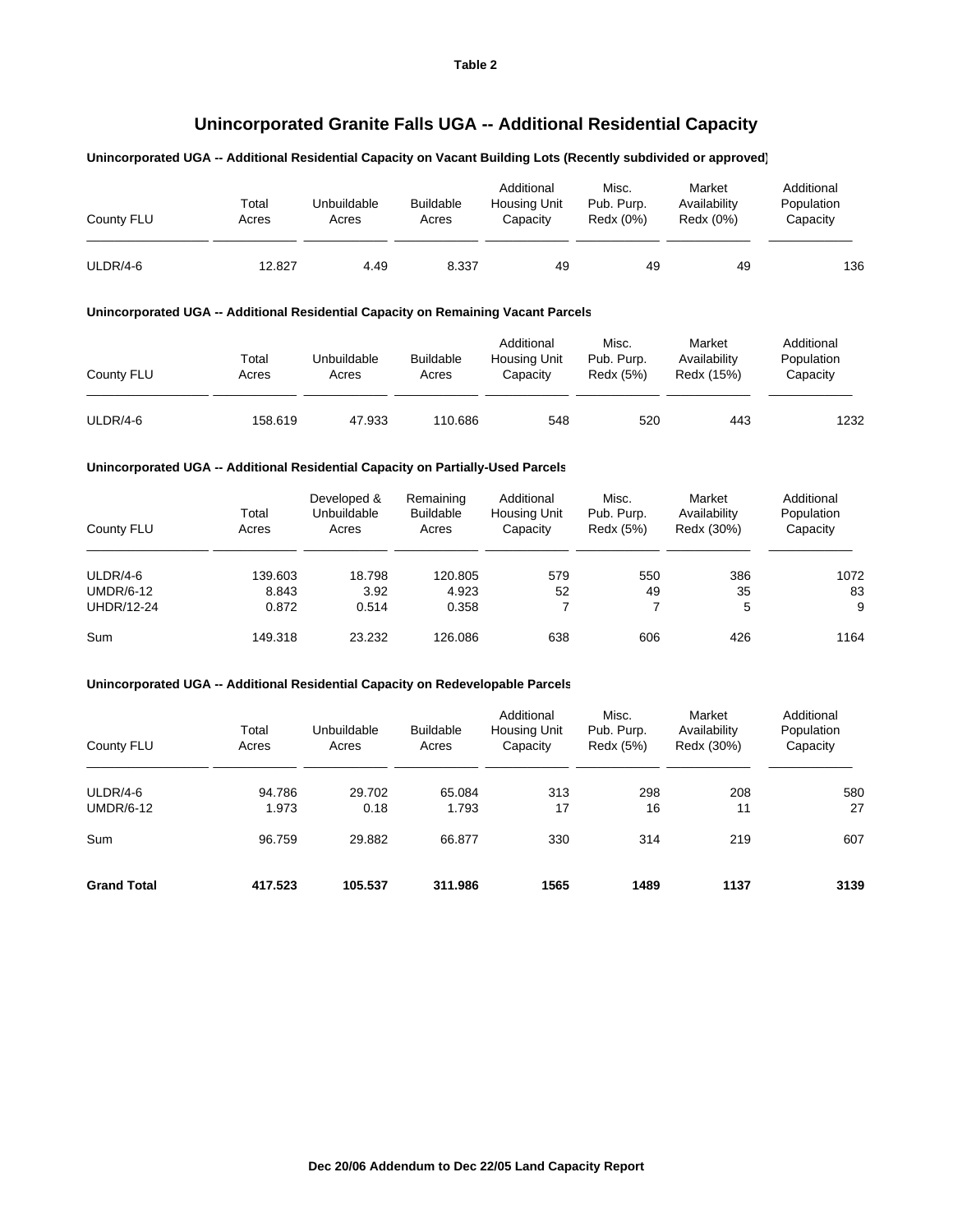Table 2

# Unincorporated Granite Falls UGA -- Additional Residential Capacity

**Unincorporated UGA -- Additional Residential Capacity on Vacant Building Lots (Recently subdivided or approved)**

| County FLU | Total Acres | Unbuildable Acres | Buildable Acres | Additional Housing Unit Capacity | Misc. Pub. Purp. Redx (0%) | Market Availability Redx (0%) | Additional Population Capacity |
|---|---|---|---|---|---|---|---|
| ULDR/4-6 | 12.827 | 4.49 | 8.337 | 49 | 49 | 49 | 136 |

**Unincorporated UGA -- Additional Residential Capacity on Remaining Vacant Parcels**

| County FLU | Total Acres | Unbuildable Acres | Buildable Acres | Additional Housing Unit Capacity | Misc. Pub. Purp. Redx (5%) | Market Availability Redx (15%) | Additional Population Capacity |
|---|---|---|---|---|---|---|---|
| ULDR/4-6 | 158.619 | 47.933 | 110.686 | 548 | 520 | 443 | 1232 |

**Unincorporated UGA -- Additional Residential Capacity on Partially-Used Parcels**

| County FLU | Total Acres | Developed & Unbuildable Acres | Remaining Buildable Acres | Additional Housing Unit Capacity | Misc. Pub. Purp. Redx (5%) | Market Availability Redx (30%) | Additional Population Capacity |
|---|---|---|---|---|---|---|---|
| ULDR/4-6 | 139.603 | 18.798 | 120.805 | 579 | 550 | 386 | 1072 |
| UMDR/6-12 | 8.843 | 3.92 | 4.923 | 52 | 49 | 35 | 83 |
| UHDR/12-24 | 0.872 | 0.514 | 0.358 | 7 | 7 | 5 | 9 |
| Sum | 149.318 | 23.232 | 126.086 | 638 | 606 | 426 | 1164 |

**Unincorporated UGA -- Additional Residential Capacity on Redevelopable Parcels**

| County FLU | Total Acres | Unbuildable Acres | Buildable Acres | Additional Housing Unit Capacity | Misc. Pub. Purp. Redx (5%) | Market Availability Redx (30%) | Additional Population Capacity |
|---|---|---|---|---|---|---|---|
| ULDR/4-6 | 94.786 | 29.702 | 65.084 | 313 | 298 | 208 | 580 |
| UMDR/6-12 | 1.973 | 0.18 | 1.793 | 17 | 16 | 11 | 27 |
| Sum | 96.759 | 29.882 | 66.877 | 330 | 314 | 219 | 607 |
| **Grand Total** | **417.523** | **105.537** | **311.986** | **1565** | **1489** | **1137** | **3139** |

**Dec 20/06 Addendum to Dec 22/05 Land Capacity Report**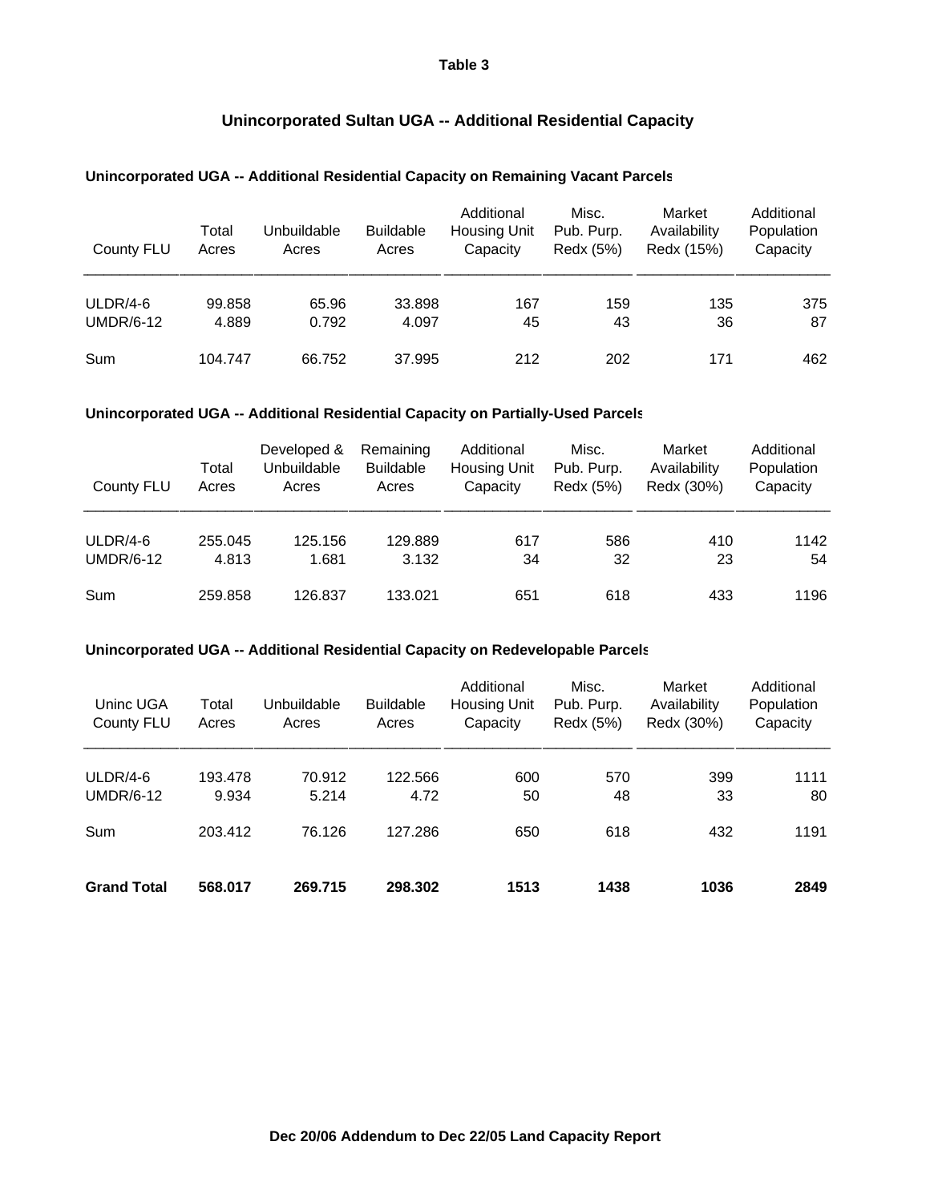**Table 3**

# Unincorporated Sultan UGA -- Additional Residential Capacity

### Unincorporated UGA -- Additional Residential Capacity on Remaining Vacant Parcels

| County FLU | Total Acres | Unbuildable Acres | Buildable Acres | Additional Housing Unit Capacity | Misc. Pub. Purp. Redx (5%) | Market Availability Redx (15%) | Additional Population Capacity |
|---|---|---|---|---|---|---|---|
| ULDR/4-6 | 99.858 | 65.96 | 33.898 | 167 | 159 | 135 | 375 |
| UMDR/6-12 | 4.889 | 0.792 | 4.097 | 45 | 43 | 36 | 87 |
| Sum | 104.747 | 66.752 | 37.995 | 212 | 202 | 171 | 462 |

### Unincorporated UGA -- Additional Residential Capacity on Partially-Used Parcels

| County FLU | Total Acres | Developed & Unbuildable Acres | Remaining Buildable Acres | Additional Housing Unit Capacity | Misc. Pub. Purp. Redx (5%) | Market Availability Redx (30%) | Additional Population Capacity |
|---|---|---|---|---|---|---|---|
| ULDR/4-6 | 255.045 | 125.156 | 129.889 | 617 | 586 | 410 | 1142 |
| UMDR/6-12 | 4.813 | 1.681 | 3.132 | 34 | 32 | 23 | 54 |
| Sum | 259.858 | 126.837 | 133.021 | 651 | 618 | 433 | 1196 |

### Unincorporated UGA -- Additional Residential Capacity on Redevelopable Parcels

| Uninc UGA County FLU | Total Acres | Unbuildable Acres | Buildable Acres | Additional Housing Unit Capacity | Misc. Pub. Purp. Redx (5%) | Market Availability Redx (30%) | Additional Population Capacity |
|---|---|---|---|---|---|---|---|
| ULDR/4-6 | 193.478 | 70.912 | 122.566 | 600 | 570 | 399 | 1111 |
| UMDR/6-12 | 9.934 | 5.214 | 4.72 | 50 | 48 | 33 | 80 |
| Sum | 203.412 | 76.126 | 127.286 | 650 | 618 | 432 | 1191 |
| **Grand Total** | **568.017** | **269.715** | **298.302** | **1513** | **1438** | **1036** | **2849** |

**Dec 20/06 Addendum to Dec 22/05 Land Capacity Report**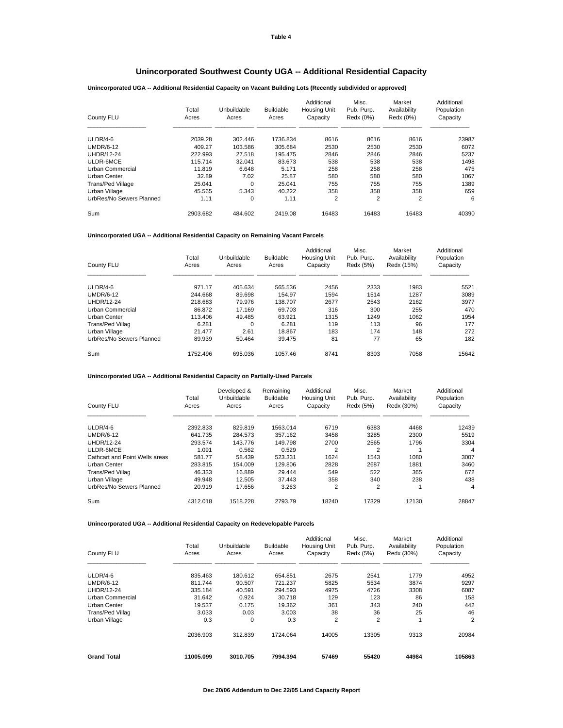Table 4

# Unincorporated Southwest County UGA -- Additional Residential Capacity

**Unincorporated UGA -- Additional Residential Capacity on Vacant Building Lots (Recently subdivided or approved)**

| County FLU | Total Acres | Unbuildable Acres | Buildable Acres | Additional Housing Unit Capacity | Misc. Pub. Purp. Redx (0%) | Market Availability Redx (0%) | Additional Population Capacity |
|---|---|---|---|---|---|---|---|
| ULDR/4-6 | 2039.28 | 302.446 | 1736.834 | 8616 | 8616 | 8616 | 23987 |
| UMDR/6-12 | 409.27 | 103.586 | 305.684 | 2530 | 2530 | 2530 | 6072 |
| UHDR/12-24 | 222.993 | 27.518 | 195.475 | 2846 | 2846 | 2846 | 5237 |
| ULDR-6MCE | 115.714 | 32.041 | 83.673 | 538 | 538 | 538 | 1498 |
| Urban Commercial | 11.819 | 6.648 | 5.171 | 258 | 258 | 258 | 475 |
| Urban Center | 32.89 | 7.02 | 25.87 | 580 | 580 | 580 | 1067 |
| Trans/Ped Village | 25.041 | 0 | 25.041 | 755 | 755 | 755 | 1389 |
| Urban Village | 45.565 | 5.343 | 40.222 | 358 | 358 | 358 | 659 |
| UrbRes/No Sewers Planned | 1.11 | 0 | 1.11 | 2 | 2 | 2 | 6 |
| Sum | 2903.682 | 484.602 | 2419.08 | 16483 | 16483 | 16483 | 40390 |

**Unincorporated UGA -- Additional Residential Capacity on Remaining Vacant Parcels**

| County FLU | Total Acres | Unbuildable Acres | Buildable Acres | Additional Housing Unit Capacity | Misc. Pub. Purp. Redx (5%) | Market Availability Redx (15%) | Additional Population Capacity |
|---|---|---|---|---|---|---|---|
| ULDR/4-6 | 971.17 | 405.634 | 565.536 | 2456 | 2333 | 1983 | 5521 |
| UMDR/6-12 | 244.668 | 89.698 | 154.97 | 1594 | 1514 | 1287 | 3089 |
| UHDR/12-24 | 218.683 | 79.976 | 138.707 | 2677 | 2543 | 2162 | 3977 |
| Urban Commercial | 86.872 | 17.169 | 69.703 | 316 | 300 | 255 | 470 |
| Urban Center | 113.406 | 49.485 | 63.921 | 1315 | 1249 | 1062 | 1954 |
| Trans/Ped Villag | 6.281 | 0 | 6.281 | 119 | 113 | 96 | 177 |
| Urban Village | 21.477 | 2.61 | 18.867 | 183 | 174 | 148 | 272 |
| UrbRes/No Sewers Planned | 89.939 | 50.464 | 39.475 | 81 | 77 | 65 | 182 |
| Sum | 1752.496 | 695.036 | 1057.46 | 8741 | 8303 | 7058 | 15642 |

**Unincorporated UGA -- Additional Residential Capacity on Partially-Used Parcels**

| County FLU | Total Acres | Developed & Unbuildable Acres | Remaining Buildable Acres | Additional Housing Unit Capacity | Misc. Pub. Purp. Redx (5%) | Market Availability Redx (30%) | Additional Population Capacity |
|---|---|---|---|---|---|---|---|
| ULDR/4-6 | 2392.833 | 829.819 | 1563.014 | 6719 | 6383 | 4468 | 12439 |
| UMDR/6-12 | 641.735 | 284.573 | 357.162 | 3458 | 3285 | 2300 | 5519 |
| UHDR/12-24 | 293.574 | 143.776 | 149.798 | 2700 | 2565 | 1796 | 3304 |
| ULDR-6MCE | 1.091 | 0.562 | 0.529 | 2 | 2 | 1 | 4 |
| Cathcart and Point Wells areas | 581.77 | 58.439 | 523.331 | 1624 | 1543 | 1080 | 3007 |
| Urban Center | 283.815 | 154.009 | 129.806 | 2828 | 2687 | 1881 | 3460 |
| Trans/Ped Villag | 46.333 | 16.889 | 29.444 | 549 | 522 | 365 | 672 |
| Urban Village | 49.948 | 12.505 | 37.443 | 358 | 340 | 238 | 438 |
| UrbRes/No Sewers Planned | 20.919 | 17.656 | 3.263 | 2 | 2 | 1 | 4 |
| Sum | 4312.018 | 1518.228 | 2793.79 | 18240 | 17329 | 12130 | 28847 |

**Unincorporated UGA -- Additional Residential Capacity on Redevelopable Parcels**

| County FLU | Total Acres | Unbuildable Acres | Buildable Acres | Additional Housing Unit Capacity | Misc. Pub. Purp. Redx (5%) | Market Availability Redx (30%) | Additional Population Capacity |
|---|---|---|---|---|---|---|---|
| ULDR/4-6 | 835.463 | 180.612 | 654.851 | 2675 | 2541 | 1779 | 4952 |
| UMDR/6-12 | 811.744 | 90.507 | 721.237 | 5825 | 5534 | 3874 | 9297 |
| UHDR/12-24 | 335.184 | 40.591 | 294.593 | 4975 | 4726 | 3308 | 6087 |
| Urban Commercial | 31.642 | 0.924 | 30.718 | 129 | 123 | 86 | 158 |
| Urban Center | 19.537 | 0.175 | 19.362 | 361 | 343 | 240 | 442 |
| Trans/Ped Villag | 3.033 | 0.03 | 3.003 | 38 | 36 | 25 | 46 |
| Urban Village | 0.3 | 0 | 0.3 | 2 | 2 | 1 | 2 |
| | 2036.903 | 312.839 | 1724.064 | 14005 | 13305 | 9313 | 20984 |
| **Grand Total** | **11005.099** | **3010.705** | **7994.394** | **57469** | **55420** | **44984** | **105863** |

**Dec 20/06 Addendum to Dec 22/05 Land Capacity Report**